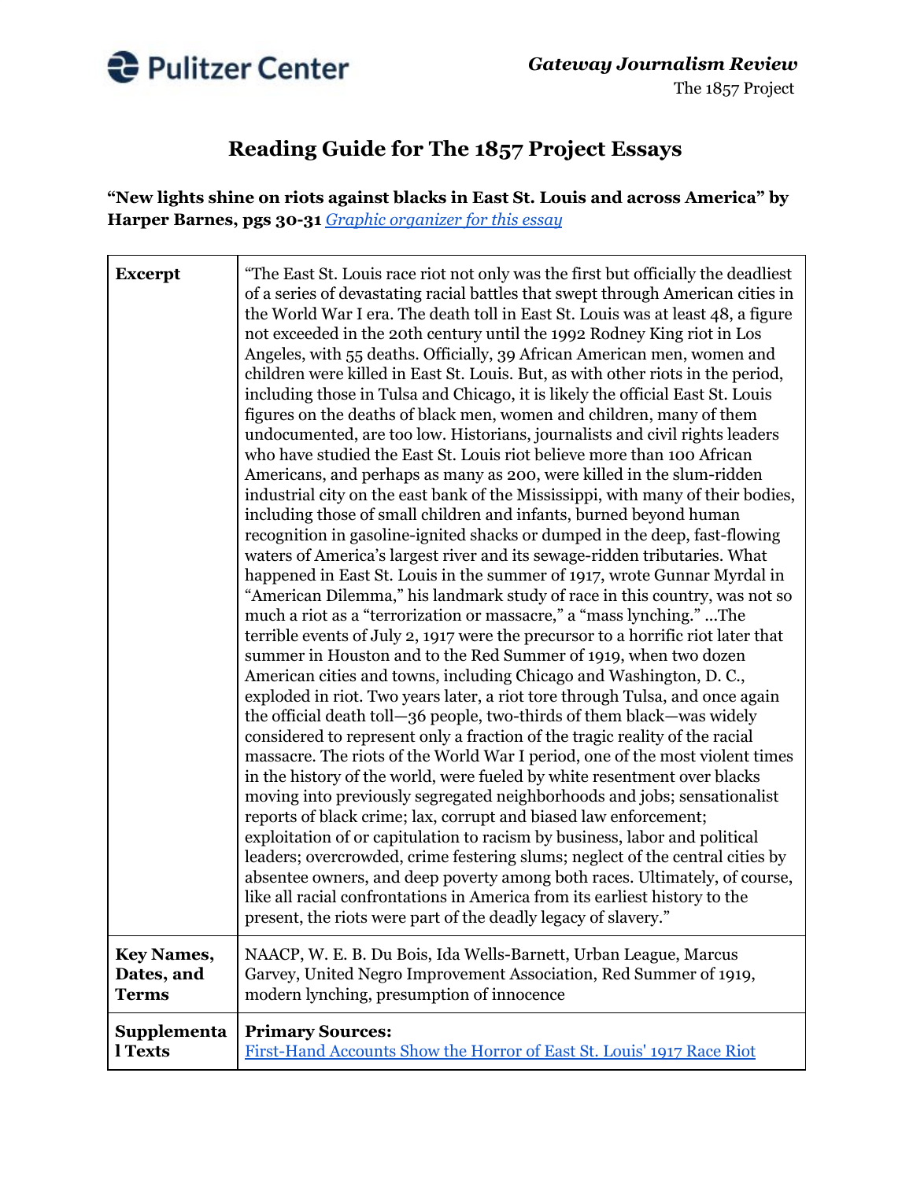Pulitzer Center

***Gateway Journalism Review***
The 1857 Project

# Reading Guide for The 1857 Project Essays

**"New lights shine on riots against blacks in East St. Louis and across America" by Harper Barnes, pgs 30-31** *Graphic organizer for this essay*

| | |
|---|---|
| **Excerpt** | "The East St. Louis race riot not only was the first but officially the deadliest of a series of devastating racial battles that swept through American cities in the World War I era. The death toll in East St. Louis was at least 48, a figure not exceeded in the 20th century until the 1992 Rodney King riot in Los Angeles, with 55 deaths. Officially, 39 African American men, women and children were killed in East St. Louis. But, as with other riots in the period, including those in Tulsa and Chicago, it is likely the official East St. Louis figures on the deaths of black men, women and children, many of them undocumented, are too low. Historians, journalists and civil rights leaders who have studied the East St. Louis riot believe more than 100 African Americans, and perhaps as many as 200, were killed in the slum-ridden industrial city on the east bank of the Mississippi, with many of their bodies, including those of small children and infants, burned beyond human recognition in gasoline-ignited shacks or dumped in the deep, fast-flowing waters of America's largest river and its sewage-ridden tributaries. What happened in East St. Louis in the summer of 1917, wrote Gunnar Myrdal in "American Dilemma," his landmark study of race in this country, was not so much a riot as a "terrorization or massacre," a "mass lynching." ...The terrible events of July 2, 1917 were the precursor to a horrific riot later that summer in Houston and to the Red Summer of 1919, when two dozen American cities and towns, including Chicago and Washington, D. C., exploded in riot. Two years later, a riot tore through Tulsa, and once again the official death toll—36 people, two-thirds of them black—was widely considered to represent only a fraction of the tragic reality of the racial massacre. The riots of the World War I period, one of the most violent times in the history of the world, were fueled by white resentment over blacks moving into previously segregated neighborhoods and jobs; sensationalist reports of black crime; lax, corrupt and biased law enforcement; exploitation of or capitulation to racism by business, labor and political leaders; overcrowded, crime festering slums; neglect of the central cities by absentee owners, and deep poverty among both races. Ultimately, of course, like all racial confrontations in America from its earliest history to the present, the riots were part of the deadly legacy of slavery." |
| **Key Names, Dates, and Terms** | NAACP, W. E. B. Du Bois, Ida Wells-Barnett, Urban League, Marcus Garvey, United Negro Improvement Association, Red Summer of 1919, modern lynching, presumption of innocence |
| **Supplemental Texts** | **Primary Sources:**<br>First-Hand Accounts Show the Horror of East St. Louis' 1917 Race Riot |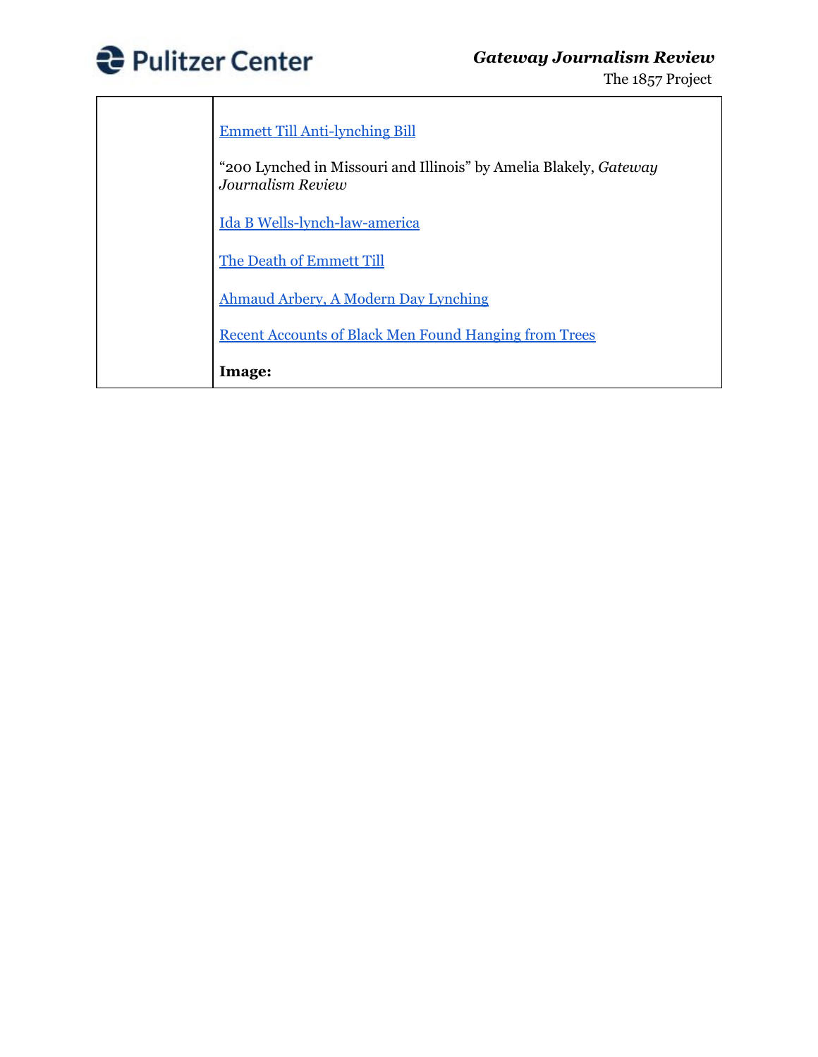| | |
|---|---|
| | Emmett Till Anti-lynching Bill<br><br>"200 Lynched in Missouri and Illinois" by Amelia Blakely, *Gateway Journalism Review*<br><br>Ida B Wells-lynch-law-america<br><br>The Death of Emmett Till<br><br>Ahmaud Arbery, A Modern Day Lynching<br><br>Recent Accounts of Black Men Found Hanging from Trees<br><br>**Image:** |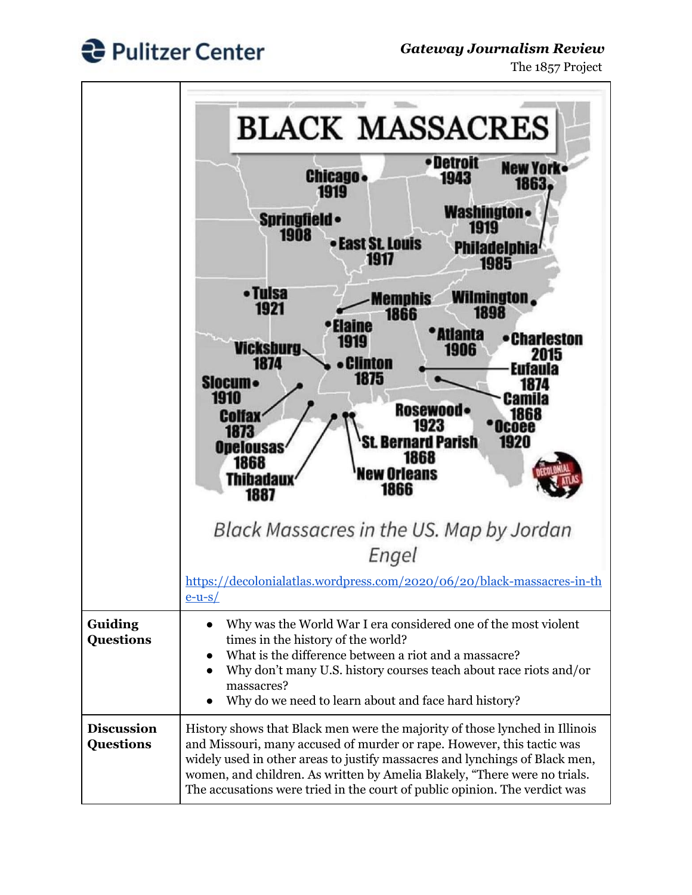| | |
|---|---|
| | BLACK MASSACRES<br><br>Chicago 1919; Detroit 1943; New York 1863; Springfield 1908; Washington 1919; East St. Louis 1917; Philadelphia 1985; Tulsa 1921; Memphis 1866; Wilmington 1898; Elaine 1919; Atlanta 1906; Charleston 2015; Vicksburg 1874; Clinton 1875; Eufaula 1874; Slocum 1910; Camila 1868; Colfax 1873; Rosewood 1923; Ocoee 1920; Opelousas 1868; St. Bernard Parish 1868; Thibadaux 1887; New Orleans 1866<br><br>*Black Massacres in the US. Map by Jordan Engel*<br><br>[https://decolonialatlas.wordpress.com/2020/06/20/black-massacres-in-the-u-s/](https://decolonialatlas.wordpress.com/2020/06/20/black-massacres-in-the-u-s/) |
| **Guiding Questions** | • Why was the World War I era considered one of the most violent times in the history of the world?<br>• What is the difference between a riot and a massacre?<br>• Why don't many U.S. history courses teach about race riots and/or massacres?<br>• Why do we need to learn about and face hard history? |
| **Discussion Questions** | History shows that Black men were the majority of those lynched in Illinois and Missouri, many accused of murder or rape. However, this tactic was widely used in other areas to justify massacres and lynchings of Black men, women, and children. As written by Amelia Blakely, "There were no trials. The accusations were tried in the court of public opinion. The verdict was |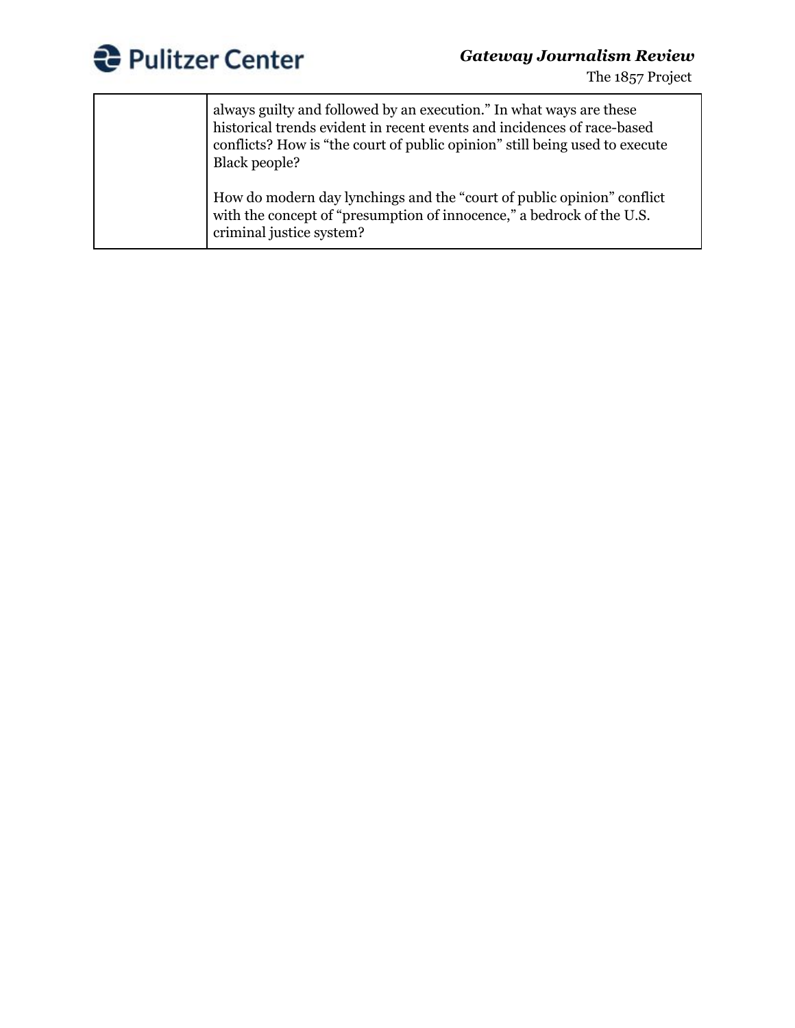| | |
|---|---|
| | always guilty and followed by an execution." In what ways are these historical trends evident in recent events and incidences of race-based conflicts? How is "the court of public opinion" still being used to execute Black people?<br><br>How do modern day lynchings and the "court of public opinion" conflict with the concept of "presumption of innocence," a bedrock of the U.S. criminal justice system? |